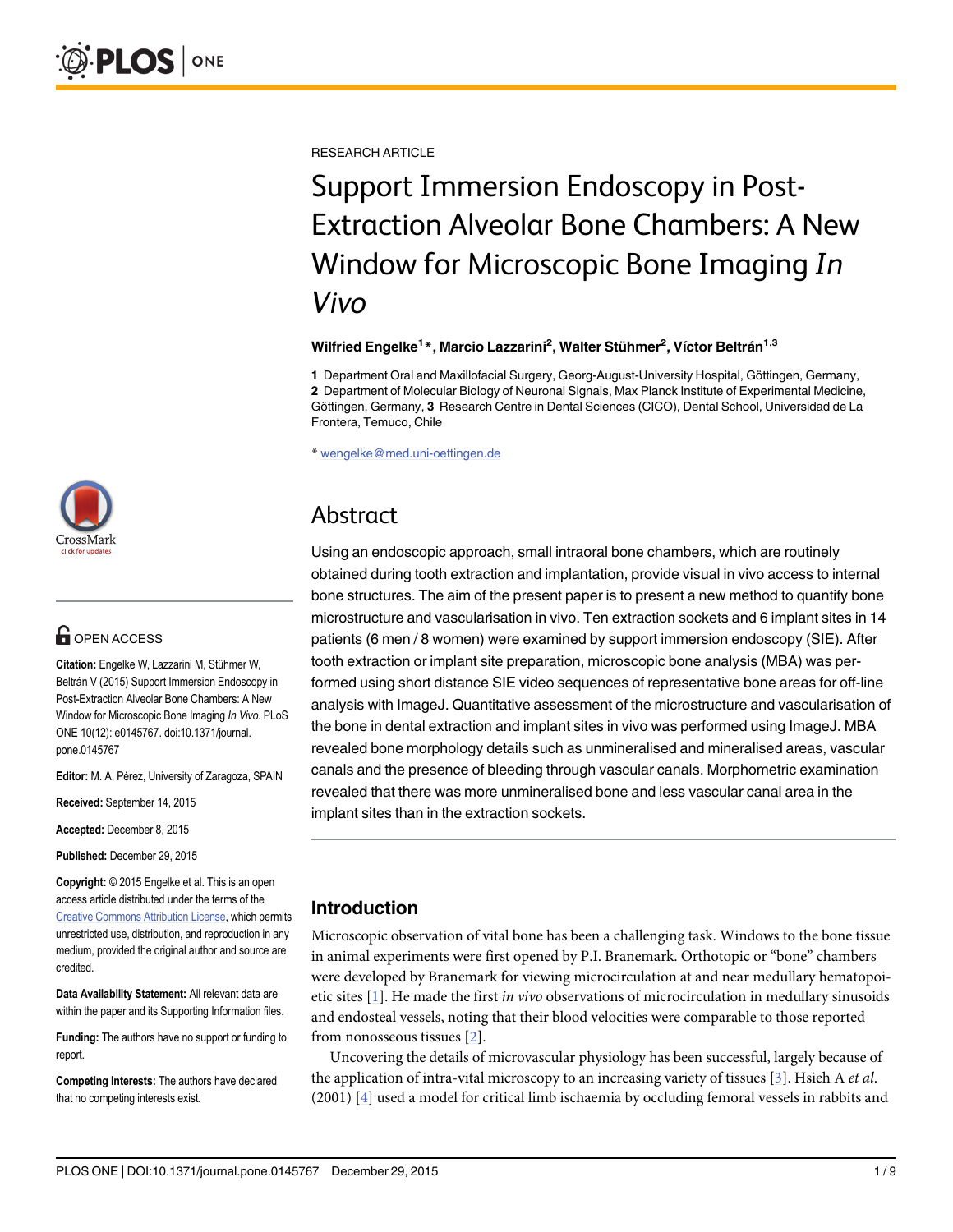RESEARCH ARTICLE

# Support Immersion Endoscopy in Post-Extraction Alveolar Bone Chambers: A New Window for Microscopic Bone Imaging *In Vivo*

**Wilfried Engelke[1]*, Marcio Lazzarini[2], Walter Stühmer[2], Víctor Beltrán[1,3]**

**1** Department Oral and Maxillofacial Surgery, Georg-August-University Hospital, Göttingen, Germany, **2** Department of Molecular Biology of Neuronal Signals, Max Planck Institute of Experimental Medicine, Göttingen, Germany, **3** Research Centre in Dental Sciences (CICO), Dental School, Universidad de La Frontera, Temuco, Chile

* wengelke@med.uni-oettingen.de

OPEN ACCESS

**Citation:** Engelke W, Lazzarini M, Stühmer W, Beltrán V (2015) Support Immersion Endoscopy in Post-Extraction Alveolar Bone Chambers: A New Window for Microscopic Bone Imaging *In Vivo*. PLoS ONE 10(12): e0145767. doi:10.1371/journal.pone.0145767

**Editor:** M. A. Pérez, University of Zaragoza, SPAIN

**Received:** September 14, 2015

**Accepted:** December 8, 2015

**Published:** December 29, 2015

**Copyright:** © 2015 Engelke et al. This is an open access article distributed under the terms of the Creative Commons Attribution License, which permits unrestricted use, distribution, and reproduction in any medium, provided the original author and source are credited.

**Data Availability Statement:** All relevant data are within the paper and its Supporting Information files.

**Funding:** The authors have no support or funding to report.

**Competing Interests:** The authors have declared that no competing interests exist.

## Abstract

Using an endoscopic approach, small intraoral bone chambers, which are routinely obtained during tooth extraction and implantation, provide visual in vivo access to internal bone structures. The aim of the present paper is to present a new method to quantify bone microstructure and vascularisation in vivo. Ten extraction sockets and 6 implant sites in 14 patients (6 men / 8 women) were examined by support immersion endoscopy (SIE). After tooth extraction or implant site preparation, microscopic bone analysis (MBA) was performed using short distance SIE video sequences of representative bone areas for off-line analysis with ImageJ. Quantitative assessment of the microstructure and vascularisation of the bone in dental extraction and implant sites in vivo was performed using ImageJ. MBA revealed bone morphology details such as unmineralised and mineralised areas, vascular canals and the presence of bleeding through vascular canals. Morphometric examination revealed that there was more unmineralised bone and less vascular canal area in the implant sites than in the extraction sockets.

## Introduction

Microscopic observation of vital bone has been a challenging task. Windows to the bone tissue in animal experiments were first opened by P.I. Branemark. Orthotopic or "bone" chambers were developed by Branemark for viewing microcirculation at and near medullary hematopoietic sites [1]. He made the first *in vivo* observations of microcirculation in medullary sinusoids and endosteal vessels, noting that their blood velocities were comparable to those reported from nonosseous tissues [2].

Uncovering the details of microvascular physiology has been successful, largely because of the application of intra-vital microscopy to an increasing variety of tissues [3]. Hsieh A *et al.* (2001) [4] used a model for critical limb ischaemia by occluding femoral vessels in rabbits and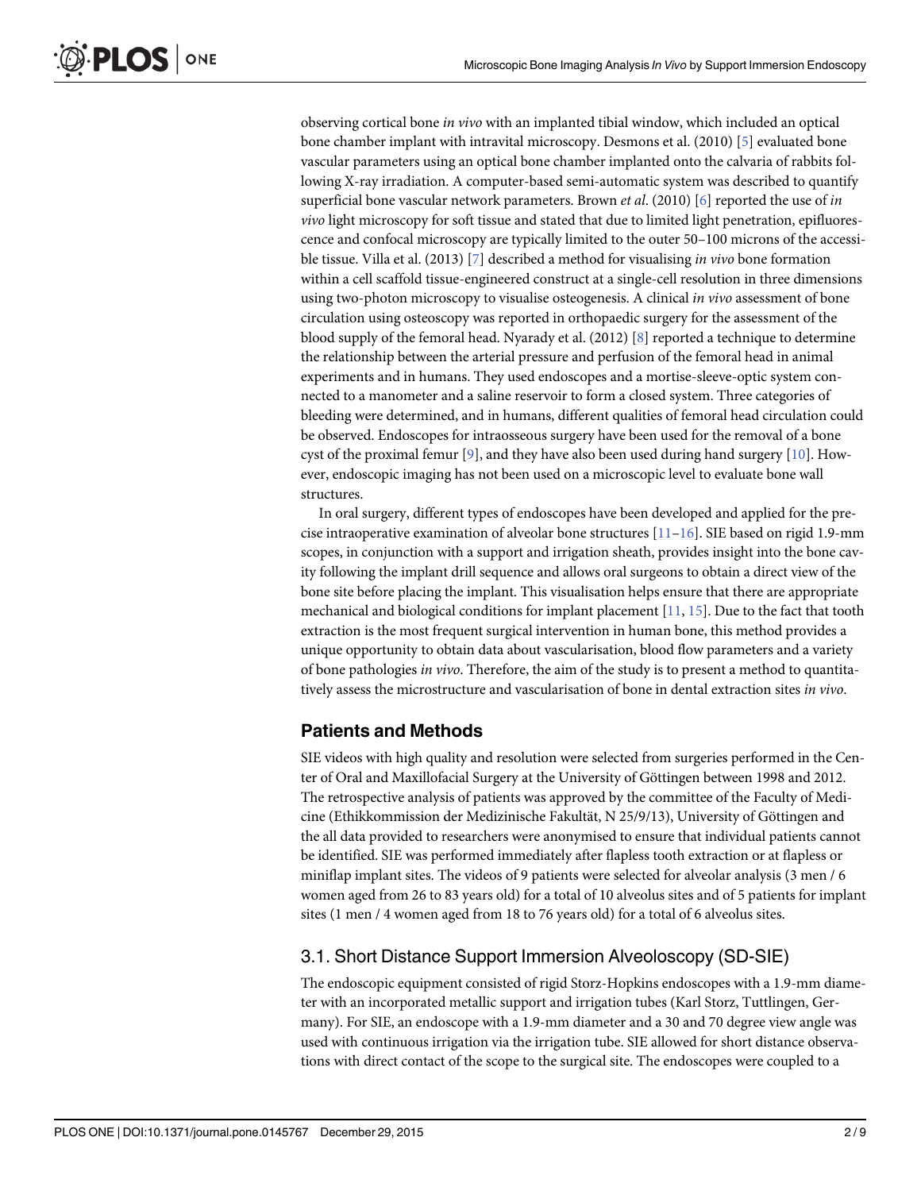observing cortical bone *in vivo* with an implanted tibial window, which included an optical bone chamber implant with intravital microscopy. Desmons et al. (2010) [5] evaluated bone vascular parameters using an optical bone chamber implanted onto the calvaria of rabbits following X-ray irradiation. A computer-based semi-automatic system was described to quantify superficial bone vascular network parameters. Brown *et al*. (2010) [6] reported the use of *in vivo* light microscopy for soft tissue and stated that due to limited light penetration, epifluorescence and confocal microscopy are typically limited to the outer 50–100 microns of the accessible tissue. Villa et al. (2013) [7] described a method for visualising *in vivo* bone formation within a cell scaffold tissue-engineered construct at a single-cell resolution in three dimensions using two-photon microscopy to visualise osteogenesis. A clinical *in vivo* assessment of bone circulation using osteoscopy was reported in orthopaedic surgery for the assessment of the blood supply of the femoral head. Nyarady et al. (2012) [8] reported a technique to determine the relationship between the arterial pressure and perfusion of the femoral head in animal experiments and in humans. They used endoscopes and a mortise-sleeve-optic system connected to a manometer and a saline reservoir to form a closed system. Three categories of bleeding were determined, and in humans, different qualities of femoral head circulation could be observed. Endoscopes for intraosseous surgery have been used for the removal of a bone cyst of the proximal femur [9], and they have also been used during hand surgery [10]. However, endoscopic imaging has not been used on a microscopic level to evaluate bone wall structures.

In oral surgery, different types of endoscopes have been developed and applied for the precise intraoperative examination of alveolar bone structures [11–16]. SIE based on rigid 1.9-mm scopes, in conjunction with a support and irrigation sheath, provides insight into the bone cavity following the implant drill sequence and allows oral surgeons to obtain a direct view of the bone site before placing the implant. This visualisation helps ensure that there are appropriate mechanical and biological conditions for implant placement [11, 15]. Due to the fact that tooth extraction is the most frequent surgical intervention in human bone, this method provides a unique opportunity to obtain data about vascularisation, blood flow parameters and a variety of bone pathologies *in vivo*. Therefore, the aim of the study is to present a method to quantitatively assess the microstructure and vascularisation of bone in dental extraction sites *in vivo*.

## Patients and Methods

SIE videos with high quality and resolution were selected from surgeries performed in the Center of Oral and Maxillofacial Surgery at the University of Göttingen between 1998 and 2012. The retrospective analysis of patients was approved by the committee of the Faculty of Medicine (Ethikkommission der Medizinische Fakultät, N 25/9/13), University of Göttingen and the all data provided to researchers were anonymised to ensure that individual patients cannot be identified. SIE was performed immediately after flapless tooth extraction or at flapless or miniflap implant sites. The videos of 9 patients were selected for alveolar analysis (3 men / 6 women aged from 26 to 83 years old) for a total of 10 alveolus sites and of 5 patients for implant sites (1 men / 4 women aged from 18 to 76 years old) for a total of 6 alveolus sites.

### 3.1. Short Distance Support Immersion Alveoloscopy (SD-SIE)

The endoscopic equipment consisted of rigid Storz-Hopkins endoscopes with a 1.9-mm diameter with an incorporated metallic support and irrigation tubes (Karl Storz, Tuttlingen, Germany). For SIE, an endoscope with a 1.9-mm diameter and a 30 and 70 degree view angle was used with continuous irrigation via the irrigation tube. SIE allowed for short distance observations with direct contact of the scope to the surgical site. The endoscopes were coupled to a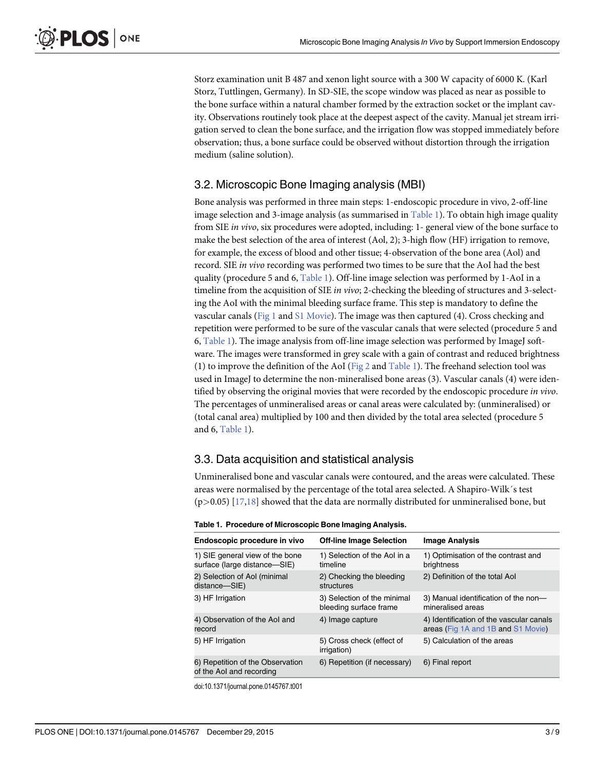Storz examination unit B 487 and xenon light source with a 300 W capacity of 6000 K. (Karl Storz, Tuttlingen, Germany). In SD-SIE, the scope window was placed as near as possible to the bone surface within a natural chamber formed by the extraction socket or the implant cavity. Observations routinely took place at the deepest aspect of the cavity. Manual jet stream irrigation served to clean the bone surface, and the irrigation flow was stopped immediately before observation; thus, a bone surface could be observed without distortion through the irrigation medium (saline solution).

## 3.2. Microscopic Bone Imaging analysis (MBI)

Bone analysis was performed in three main steps: 1-endoscopic procedure in vivo, 2-off-line image selection and 3-image analysis (as summarised in Table 1). To obtain high image quality from SIE *in vivo*, six procedures were adopted, including: 1- general view of the bone surface to make the best selection of the area of interest (AoI, 2); 3-high flow (HF) irrigation to remove, for example, the excess of blood and other tissue; 4-observation of the bone area (AoI) and record. SIE *in vivo* recording was performed two times to be sure that the AoI had the best quality (procedure 5 and 6, Table 1). Off-line image selection was performed by 1-AoI in a timeline from the acquisition of SIE *in vivo*; 2-checking the bleeding of structures and 3-selecting the AoI with the minimal bleeding surface frame. This step is mandatory to define the vascular canals (Fig 1 and S1 Movie). The image was then captured (4). Cross checking and repetition were performed to be sure of the vascular canals that were selected (procedure 5 and 6, Table 1). The image analysis from off-line image selection was performed by ImageJ software. The images were transformed in grey scale with a gain of contrast and reduced brightness (1) to improve the definition of the AoI (Fig 2 and Table 1). The freehand selection tool was used in ImageJ to determine the non-mineralised bone areas (3). Vascular canals (4) were identified by observing the original movies that were recorded by the endoscopic procedure *in vivo*. The percentages of unmineralised areas or canal areas were calculated by: (unmineralised) or (total canal area) multiplied by 100 and then divided by the total area selected (procedure 5 and 6, Table 1).

## 3.3. Data acquisition and statistical analysis

Unmineralised bone and vascular canals were contoured, and the areas were calculated. These areas were normalised by the percentage of the total area selected. A Shapiro-Wilk´s test ($p > 0.05$) [17,18] showed that the data are normally distributed for unmineralised bone, but

**Table 1. Procedure of Microscopic Bone Imaging Analysis.**

| Endoscopic procedure in vivo | Off-line Image Selection | Image Analysis |
|---|---|---|
| 1) SIE general view of the bone surface (large distance—SIE) | 1) Selection of the AoI in a timeline | 1) Optimisation of the contrast and brightness |
| 2) Selection of AoI (minimal distance—SIE) | 2) Checking the bleeding structures | 2) Definition of the total AoI |
| 3) HF Irrigation | 3) Selection of the minimal bleeding surface frame | 3) Manual identification of the non—mineralised areas |
| 4) Observation of the AoI and record | 4) Image capture | 4) Identification of the vascular canals areas (Fig 1A and 1B and S1 Movie) |
| 5) HF Irrigation | 5) Cross check (effect of irrigation) | 5) Calculation of the areas |
| 6) Repetition of the Observation of the AoI and recording | 6) Repetition (if necessary) | 6) Final report |

doi:10.1371/journal.pone.0145767.t001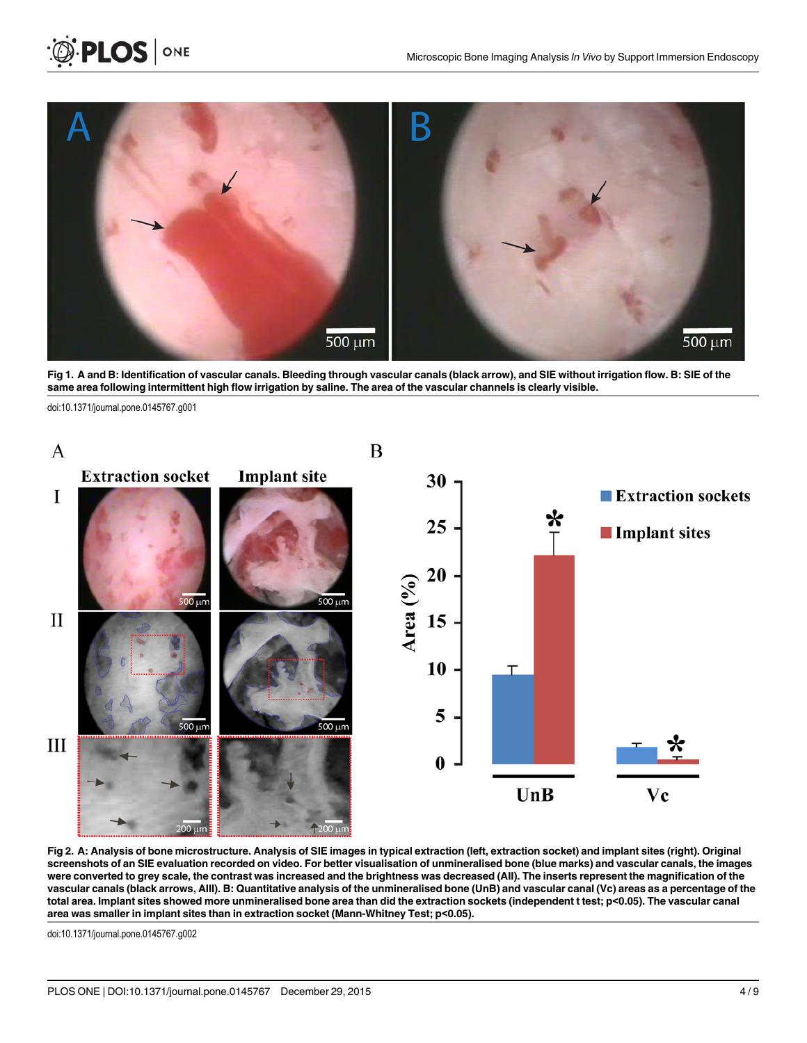**Fig 1. A and B: Identification of vascular canals. Bleeding through vascular canals (black arrow), and SIE without irrigation flow. B: SIE of the same area following intermittent high flow irrigation by saline. The area of the vascular channels is clearly visible.**

doi:10.1371/journal.pone.0145767.g001

**Fig 2. A: Analysis of bone microstructure. Analysis of SIE images in typical extraction (left, extraction socket) and implant sites (right). Original screenshots of an SIE evaluation recorded on video. For better visualisation of unmineralised bone (blue marks) and vascular canals, the images were converted to grey scale, the contrast was increased and the brightness was decreased (AII). The inserts represent the magnification of the vascular canals (black arrows, AIII). B: Quantitative analysis of the unmineralised bone (UnB) and vascular canal (Vc) areas as a percentage of the total area. Implant sites showed more unmineralised bone area than did the extraction sockets (independent t test; $p<0.05$). The vascular canal area was smaller in implant sites than in extraction socket (Mann-Whitney Test; $p<0.05$).**

doi:10.1371/journal.pone.0145767.g002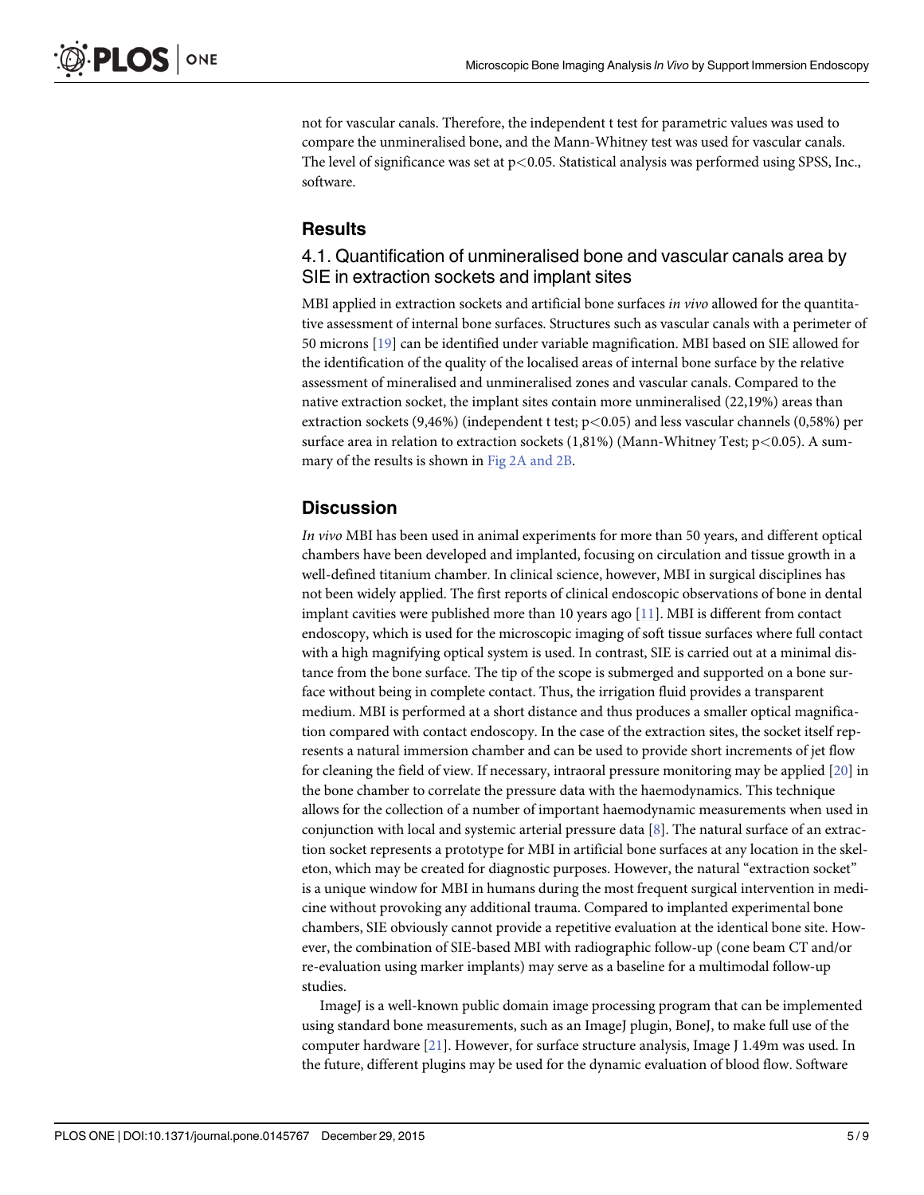not for vascular canals. Therefore, the independent t test for parametric values was used to compare the unmineralised bone, and the Mann-Whitney test was used for vascular canals. The level of significance was set at $p<0.05$. Statistical analysis was performed using SPSS, Inc., software.

## Results

### 4.1. Quantification of unmineralised bone and vascular canals area by SIE in extraction sockets and implant sites

MBI applied in extraction sockets and artificial bone surfaces *in vivo* allowed for the quantitative assessment of internal bone surfaces. Structures such as vascular canals with a perimeter of 50 microns [19] can be identified under variable magnification. MBI based on SIE allowed for the identification of the quality of the localised areas of internal bone surface by the relative assessment of mineralised and unmineralised zones and vascular canals. Compared to the native extraction socket, the implant sites contain more unmineralised (22,19%) areas than extraction sockets (9,46%) (independent t test; $p<0.05$) and less vascular channels (0,58%) per surface area in relation to extraction sockets (1,81%) (Mann-Whitney Test; $p<0.05$). A summary of the results is shown in Fig 2A and 2B.

## Discussion

*In vivo* MBI has been used in animal experiments for more than 50 years, and different optical chambers have been developed and implanted, focusing on circulation and tissue growth in a well-defined titanium chamber. In clinical science, however, MBI in surgical disciplines has not been widely applied. The first reports of clinical endoscopic observations of bone in dental implant cavities were published more than 10 years ago [11]. MBI is different from contact endoscopy, which is used for the microscopic imaging of soft tissue surfaces where full contact with a high magnifying optical system is used. In contrast, SIE is carried out at a minimal distance from the bone surface. The tip of the scope is submerged and supported on a bone surface without being in complete contact. Thus, the irrigation fluid provides a transparent medium. MBI is performed at a short distance and thus produces a smaller optical magnification compared with contact endoscopy. In the case of the extraction sites, the socket itself represents a natural immersion chamber and can be used to provide short increments of jet flow for cleaning the field of view. If necessary, intraoral pressure monitoring may be applied [20] in the bone chamber to correlate the pressure data with the haemodynamics. This technique allows for the collection of a number of important haemodynamic measurements when used in conjunction with local and systemic arterial pressure data [8]. The natural surface of an extraction socket represents a prototype for MBI in artificial bone surfaces at any location in the skeleton, which may be created for diagnostic purposes. However, the natural "extraction socket" is a unique window for MBI in humans during the most frequent surgical intervention in medicine without provoking any additional trauma. Compared to implanted experimental bone chambers, SIE obviously cannot provide a repetitive evaluation at the identical bone site. However, the combination of SIE-based MBI with radiographic follow-up (cone beam CT and/or re-evaluation using marker implants) may serve as a baseline for a multimodal follow-up studies.

ImageJ is a well-known public domain image processing program that can be implemented using standard bone measurements, such as an ImageJ plugin, BoneJ, to make full use of the computer hardware [21]. However, for surface structure analysis, Image J 1.49m was used. In the future, different plugins may be used for the dynamic evaluation of blood flow. Software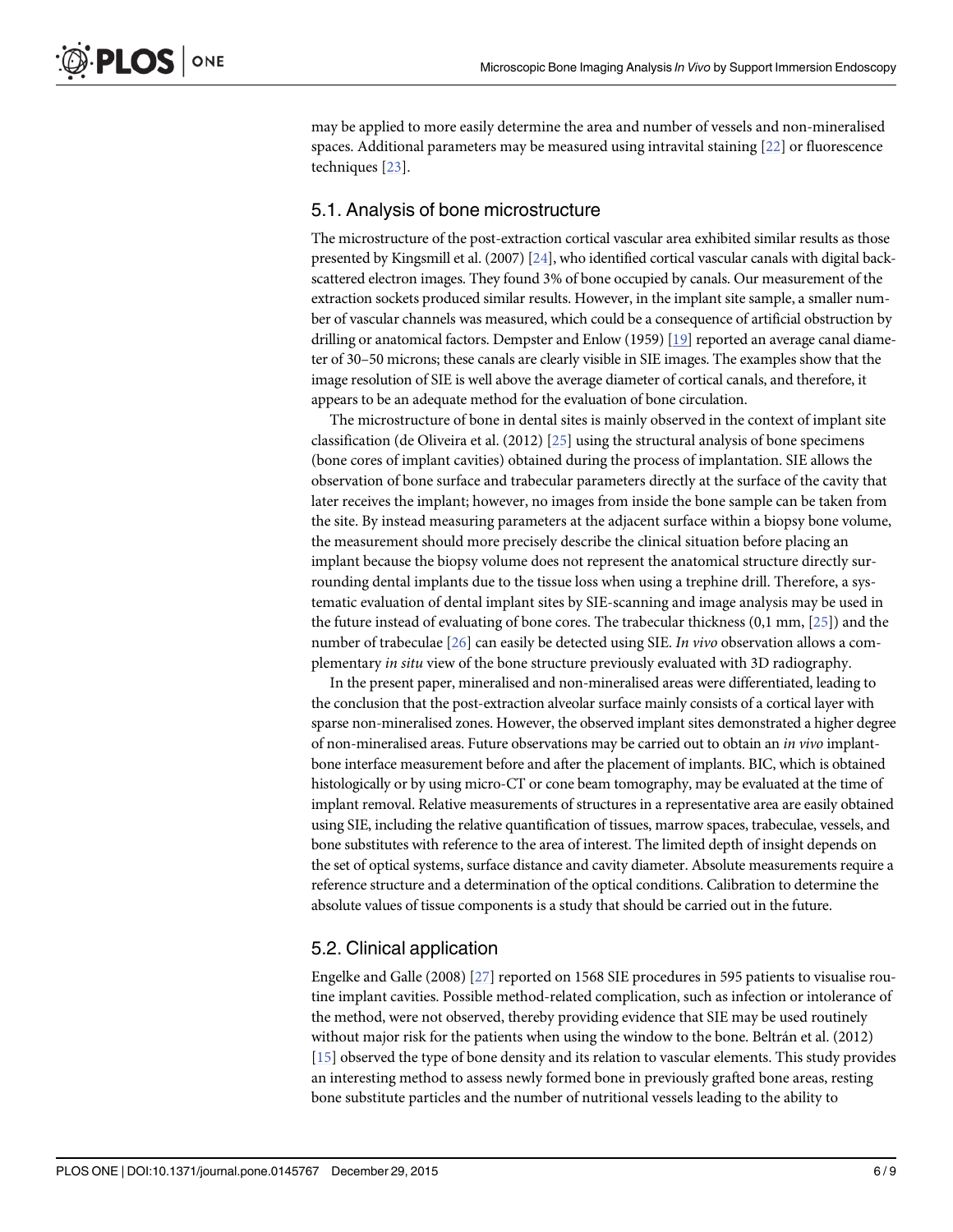may be applied to more easily determine the area and number of vessels and non-mineralised spaces. Additional parameters may be measured using intravital staining [22] or fluorescence techniques [23].

## 5.1. Analysis of bone microstructure

The microstructure of the post-extraction cortical vascular area exhibited similar results as those presented by Kingsmill et al. (2007) [24], who identified cortical vascular canals with digital back-scattered electron images. They found 3% of bone occupied by canals. Our measurement of the extraction sockets produced similar results. However, in the implant site sample, a smaller number of vascular channels was measured, which could be a consequence of artificial obstruction by drilling or anatomical factors. Dempster and Enlow (1959) [19] reported an average canal diameter of 30–50 microns; these canals are clearly visible in SIE images. The examples show that the image resolution of SIE is well above the average diameter of cortical canals, and therefore, it appears to be an adequate method for the evaluation of bone circulation.

The microstructure of bone in dental sites is mainly observed in the context of implant site classification (de Oliveira et al. (2012) [25] using the structural analysis of bone specimens (bone cores of implant cavities) obtained during the process of implantation. SIE allows the observation of bone surface and trabecular parameters directly at the surface of the cavity that later receives the implant; however, no images from inside the bone sample can be taken from the site. By instead measuring parameters at the adjacent surface within a biopsy bone volume, the measurement should more precisely describe the clinical situation before placing an implant because the biopsy volume does not represent the anatomical structure directly surrounding dental implants due to the tissue loss when using a trephine drill. Therefore, a systematic evaluation of dental implant sites by SIE-scanning and image analysis may be used in the future instead of evaluating of bone cores. The trabecular thickness (0,1 mm, [25]) and the number of trabeculae [26] can easily be detected using SIE. *In vivo* observation allows a complementary *in situ* view of the bone structure previously evaluated with 3D radiography.

In the present paper, mineralised and non-mineralised areas were differentiated, leading to the conclusion that the post-extraction alveolar surface mainly consists of a cortical layer with sparse non-mineralised zones. However, the observed implant sites demonstrated a higher degree of non-mineralised areas. Future observations may be carried out to obtain an *in vivo* implant-bone interface measurement before and after the placement of implants. BIC, which is obtained histologically or by using micro-CT or cone beam tomography, may be evaluated at the time of implant removal. Relative measurements of structures in a representative area are easily obtained using SIE, including the relative quantification of tissues, marrow spaces, trabeculae, vessels, and bone substitutes with reference to the area of interest. The limited depth of insight depends on the set of optical systems, surface distance and cavity diameter. Absolute measurements require a reference structure and a determination of the optical conditions. Calibration to determine the absolute values of tissue components is a study that should be carried out in the future.

## 5.2. Clinical application

Engelke and Galle (2008) [27] reported on 1568 SIE procedures in 595 patients to visualise routine implant cavities. Possible method-related complication, such as infection or intolerance of the method, were not observed, thereby providing evidence that SIE may be used routinely without major risk for the patients when using the window to the bone. Beltrán et al. (2012) [15] observed the type of bone density and its relation to vascular elements. This study provides an interesting method to assess newly formed bone in previously grafted bone areas, resting bone substitute particles and the number of nutritional vessels leading to the ability to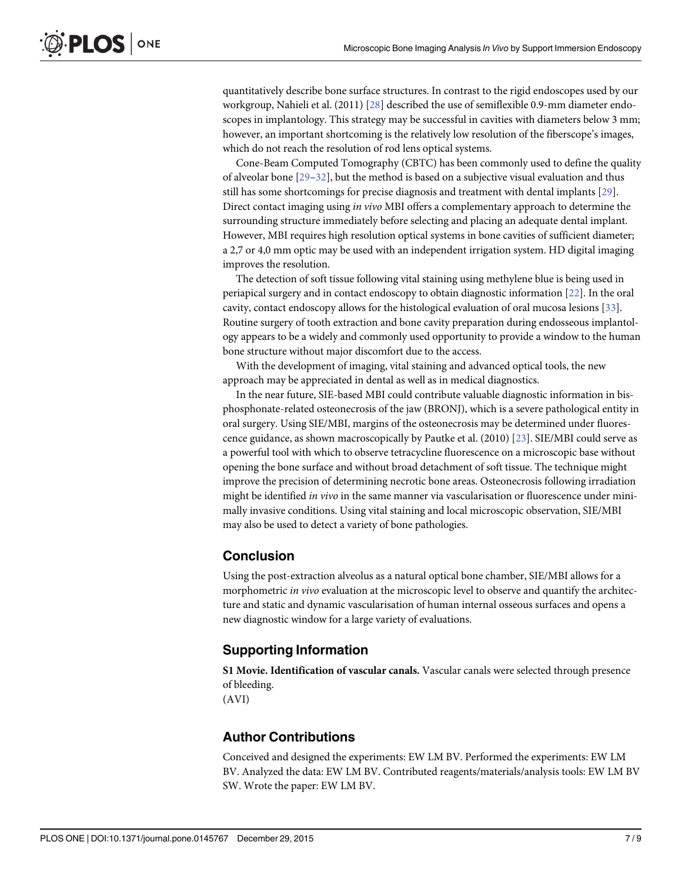quantitatively describe bone surface structures. In contrast to the rigid endoscopes used by our workgroup, Nahieli et al. (2011) [28] described the use of semiflexible 0.9-mm diameter endoscopes in implantology. This strategy may be successful in cavities with diameters below 3 mm; however, an important shortcoming is the relatively low resolution of the fiberscope's images, which do not reach the resolution of rod lens optical systems.

Cone-Beam Computed Tomography (CBTC) has been commonly used to define the quality of alveolar bone [29–32], but the method is based on a subjective visual evaluation and thus still has some shortcomings for precise diagnosis and treatment with dental implants [29]. Direct contact imaging using *in vivo* MBI offers a complementary approach to determine the surrounding structure immediately before selecting and placing an adequate dental implant. However, MBI requires high resolution optical systems in bone cavities of sufficient diameter; a 2,7 or 4,0 mm optic may be used with an independent irrigation system. HD digital imaging improves the resolution.

The detection of soft tissue following vital staining using methylene blue is being used in periapical surgery and in contact endoscopy to obtain diagnostic information [22]. In the oral cavity, contact endoscopy allows for the histological evaluation of oral mucosa lesions [33]. Routine surgery of tooth extraction and bone cavity preparation during endosseous implantology appears to be a widely and commonly used opportunity to provide a window to the human bone structure without major discomfort due to the access.

With the development of imaging, vital staining and advanced optical tools, the new approach may be appreciated in dental as well as in medical diagnostics.

In the near future, SIE-based MBI could contribute valuable diagnostic information in bisphosphonate-related osteonecrosis of the jaw (BRONJ), which is a severe pathological entity in oral surgery. Using SIE/MBI, margins of the osteonecrosis may be determined under fluorescence guidance, as shown macroscopically by Pautke et al. (2010) [23]. SIE/MBI could serve as a powerful tool with which to observe tetracycline fluorescence on a microscopic base without opening the bone surface and without broad detachment of soft tissue. The technique might improve the precision of determining necrotic bone areas. Osteonecrosis following irradiation might be identified *in vivo* in the same manner via vascularisation or fluorescence under minimally invasive conditions. Using vital staining and local microscopic observation, SIE/MBI may also be used to detect a variety of bone pathologies.

## Conclusion

Using the post-extraction alveolus as a natural optical bone chamber, SIE/MBI allows for a morphometric *in vivo* evaluation at the microscopic level to observe and quantify the architecture and static and dynamic vascularisation of human internal osseous surfaces and opens a new diagnostic window for a large variety of evaluations.

## Supporting Information

**S1 Movie. Identification of vascular canals.** Vascular canals were selected through presence of bleeding.
(AVI)

## Author Contributions

Conceived and designed the experiments: EW LM BV. Performed the experiments: EW LM BV. Analyzed the data: EW LM BV. Contributed reagents/materials/analysis tools: EW LM BV SW. Wrote the paper: EW LM BV.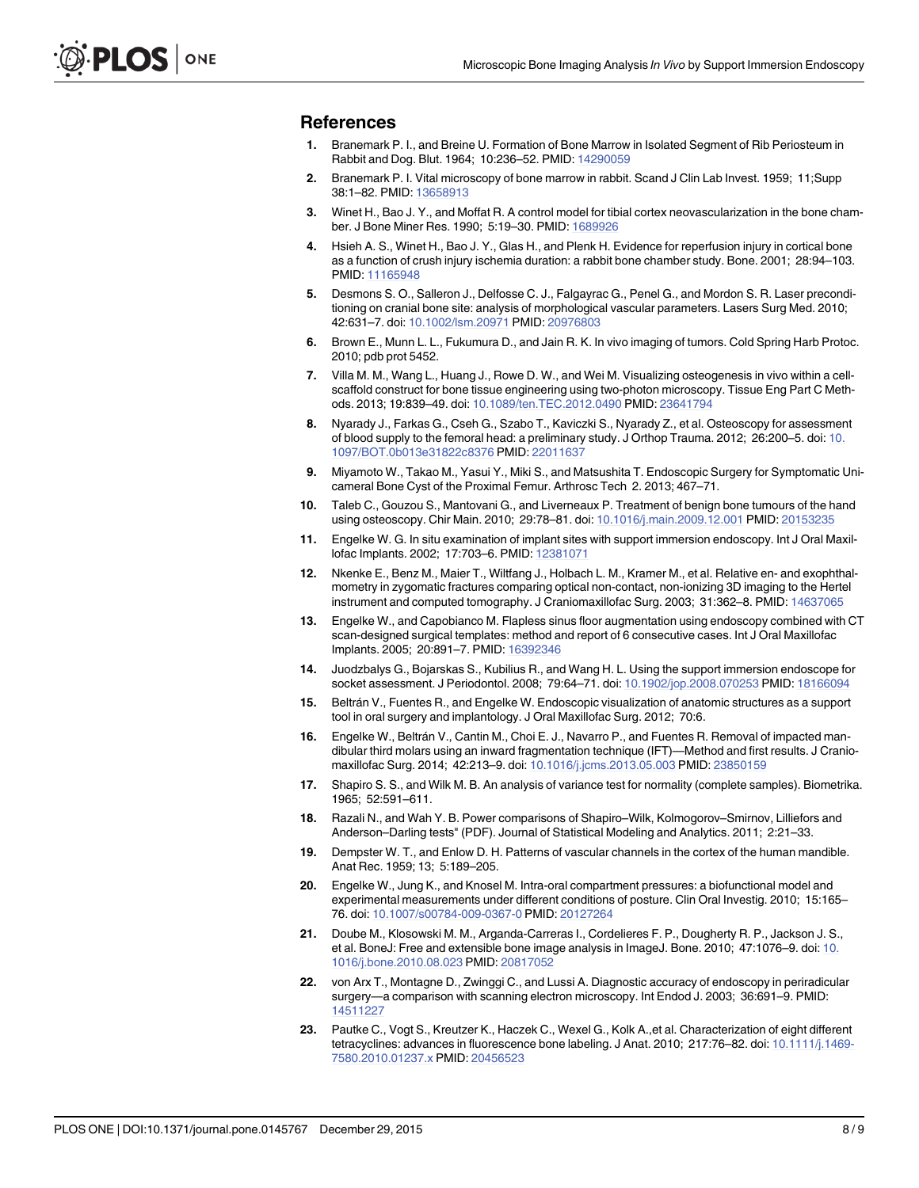## References

1. Branemark P. I., and Breine U. Formation of Bone Marrow in Isolated Segment of Rib Periosteum in Rabbit and Dog. Blut. 1964; 10:236–52. PMID: 14290059
2. Branemark P. I. Vital microscopy of bone marrow in rabbit. Scand J Clin Lab Invest. 1959; 11;Supp 38:1–82. PMID: 13658913
3. Winet H., Bao J. Y., and Moffat R. A control model for tibial cortex neovascularization in the bone chamber. J Bone Miner Res. 1990; 5:19–30. PMID: 1689926
4. Hsieh A. S., Winet H., Bao J. Y., Glas H., and Plenk H. Evidence for reperfusion injury in cortical bone as a function of crush injury ischemia duration: a rabbit bone chamber study. Bone. 2001; 28:94–103. PMID: 11165948
5. Desmons S. O., Salleron J., Delfosse C. J., Falgayrac G., Penel G., and Mordon S. R. Laser preconditioning on cranial bone site: analysis of morphological vascular parameters. Lasers Surg Med. 2010; 42:631–7. doi: 10.1002/lsm.20971 PMID: 20976803
6. Brown E., Munn L. L., Fukumura D., and Jain R. K. In vivo imaging of tumors. Cold Spring Harb Protoc. 2010; pdb prot 5452.
7. Villa M. M., Wang L., Huang J., Rowe D. W., and Wei M. Visualizing osteogenesis in vivo within a cell-scaffold construct for bone tissue engineering using two-photon microscopy. Tissue Eng Part C Methods. 2013; 19:839–49. doi: 10.1089/ten.TEC.2012.0490 PMID: 23641794
8. Nyarady J., Farkas G., Cseh G., Szabo T., Kaviczki S., Nyarady Z., et al. Osteoscopy for assessment of blood supply to the femoral head: a preliminary study. J Orthop Trauma. 2012; 26:200–5. doi: 10.1097/BOT.0b013e31822c8376 PMID: 22011637
9. Miyamoto W., Takao M., Yasui Y., Miki S., and Matsushita T. Endoscopic Surgery for Symptomatic Unicameral Bone Cyst of the Proximal Femur. Arthrosc Tech 2. 2013; 467–71.
10. Taleb C., Gouzou S., Mantovani G., and Liverneaux P. Treatment of benign bone tumours of the hand using osteoscopy. Chir Main. 2010; 29:78–81. doi: 10.1016/j.main.2009.12.001 PMID: 20153235
11. Engelke W. G. In situ examination of implant sites with support immersion endoscopy. Int J Oral Maxillofac Implants. 2002; 17:703–6. PMID: 12381071
12. Nkenke E., Benz M., Maier T., Wiltfang J., Holbach L. M., Kramer M., et al. Relative en- and exophthalmometry in zygomatic fractures comparing optical non-contact, non-ionizing 3D imaging to the Hertel instrument and computed tomography. J Craniomaxillofac Surg. 2003; 31:362–8. PMID: 14637065
13. Engelke W., and Capobianco M. Flapless sinus floor augmentation using endoscopy combined with CT scan-designed surgical templates: method and report of 6 consecutive cases. Int J Oral Maxillofac Implants. 2005; 20:891–7. PMID: 16392346
14. Juodzbalys G., Bojarskas S., Kubilius R., and Wang H. L. Using the support immersion endoscope for socket assessment. J Periodontol. 2008; 79:64–71. doi: 10.1902/jop.2008.070253 PMID: 18166094
15. Beltrán V., Fuentes R., and Engelke W. Endoscopic visualization of anatomic structures as a support tool in oral surgery and implantology. J Oral Maxillofac Surg. 2012; 70:6.
16. Engelke W., Beltrán V., Cantin M., Choi E. J., Navarro P., and Fuentes R. Removal of impacted mandibular third molars using an inward fragmentation technique (IFT)—Method and first results. J Craniomaxillofac Surg. 2014; 42:213–9. doi: 10.1016/j.jcms.2013.05.003 PMID: 23850159
17. Shapiro S. S., and Wilk M. B. An analysis of variance test for normality (complete samples). Biometrika. 1965; 52:591–611.
18. Razali N., and Wah Y. B. Power comparisons of Shapiro–Wilk, Kolmogorov–Smirnov, Lilliefors and Anderson–Darling tests" (PDF). Journal of Statistical Modeling and Analytics. 2011; 2:21–33.
19. Dempster W. T., and Enlow D. H. Patterns of vascular channels in the cortex of the human mandible. Anat Rec. 1959; 13; 5:189–205.
20. Engelke W., Jung K., and Knosel M. Intra-oral compartment pressures: a biofunctional model and experimental measurements under different conditions of posture. Clin Oral Investig. 2010; 15:165–76. doi: 10.1007/s00784-009-0367-0 PMID: 20127264
21. Doube M., Klosowski M. M., Arganda-Carreras I., Cordelieres F. P., Dougherty R. P., Jackson J. S., et al. BoneJ: Free and extensible bone image analysis in ImageJ. Bone. 2010; 47:1076–9. doi: 10.1016/j.bone.2010.08.023 PMID: 20817052
22. von Arx T., Montagne D., Zwinggi C., and Lussi A. Diagnostic accuracy of endoscopy in periradicular surgery—a comparison with scanning electron microscopy. Int Endod J. 2003; 36:691–9. PMID: 14511227
23. Pautke C., Vogt S., Kreutzer K., Haczek C., Wexel G., Kolk A.,et al. Characterization of eight different tetracyclines: advances in fluorescence bone labeling. J Anat. 2010; 217:76–82. doi: 10.1111/j.1469-7580.2010.01237.x PMID: 20456523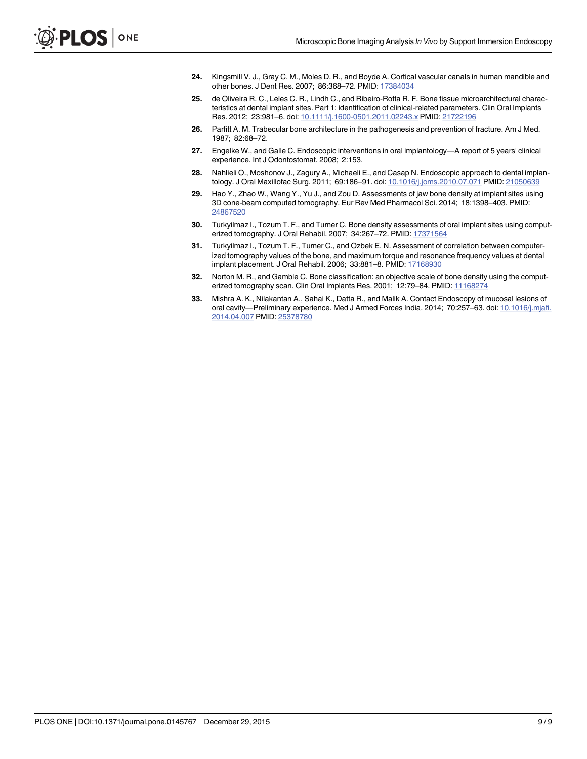24. Kingsmill V. J., Gray C. M., Moles D. R., and Boyde A. Cortical vascular canals in human mandible and other bones. J Dent Res. 2007; 86:368–72. PMID: 17384034
25. de Oliveira R. C., Leles C. R., Lindh C., and Ribeiro-Rotta R. F. Bone tissue microarchitectural characteristics at dental implant sites. Part 1: identification of clinical-related parameters. Clin Oral Implants Res. 2012; 23:981–6. doi: 10.1111/j.1600-0501.2011.02243.x PMID: 21722196
26. Parfitt A. M. Trabecular bone architecture in the pathogenesis and prevention of fracture. Am J Med. 1987; 82:68–72.
27. Engelke W., and Galle C. Endoscopic interventions in oral implantology—A report of 5 years' clinical experience. Int J Odontostomat. 2008; 2:153.
28. Nahlieli O., Moshonov J., Zagury A., Michaeli E., and Casap N. Endoscopic approach to dental implantology. J Oral Maxillofac Surg. 2011; 69:186–91. doi: 10.1016/j.joms.2010.07.071 PMID: 21050639
29. Hao Y., Zhao W., Wang Y., Yu J., and Zou D. Assessments of jaw bone density at implant sites using 3D cone-beam computed tomography. Eur Rev Med Pharmacol Sci. 2014; 18:1398–403. PMID: 24867520
30. Turkyilmaz I., Tozum T. F., and Tumer C. Bone density assessments of oral implant sites using computerized tomography. J Oral Rehabil. 2007; 34:267–72. PMID: 17371564
31. Turkyilmaz I., Tozum T. F., Tumer C., and Ozbek E. N. Assessment of correlation between computerized tomography values of the bone, and maximum torque and resonance frequency values at dental implant placement. J Oral Rehabil. 2006; 33:881–8. PMID: 17168930
32. Norton M. R., and Gamble C. Bone classification: an objective scale of bone density using the computerized tomography scan. Clin Oral Implants Res. 2001; 12:79–84. PMID: 11168274
33. Mishra A. K., Nilakantan A., Sahai K., Datta R., and Malik A. Contact Endoscopy of mucosal lesions of oral cavity—Preliminary experience. Med J Armed Forces India. 2014; 70:257–63. doi: 10.1016/j.mjafi.2014.04.007 PMID: 25378780